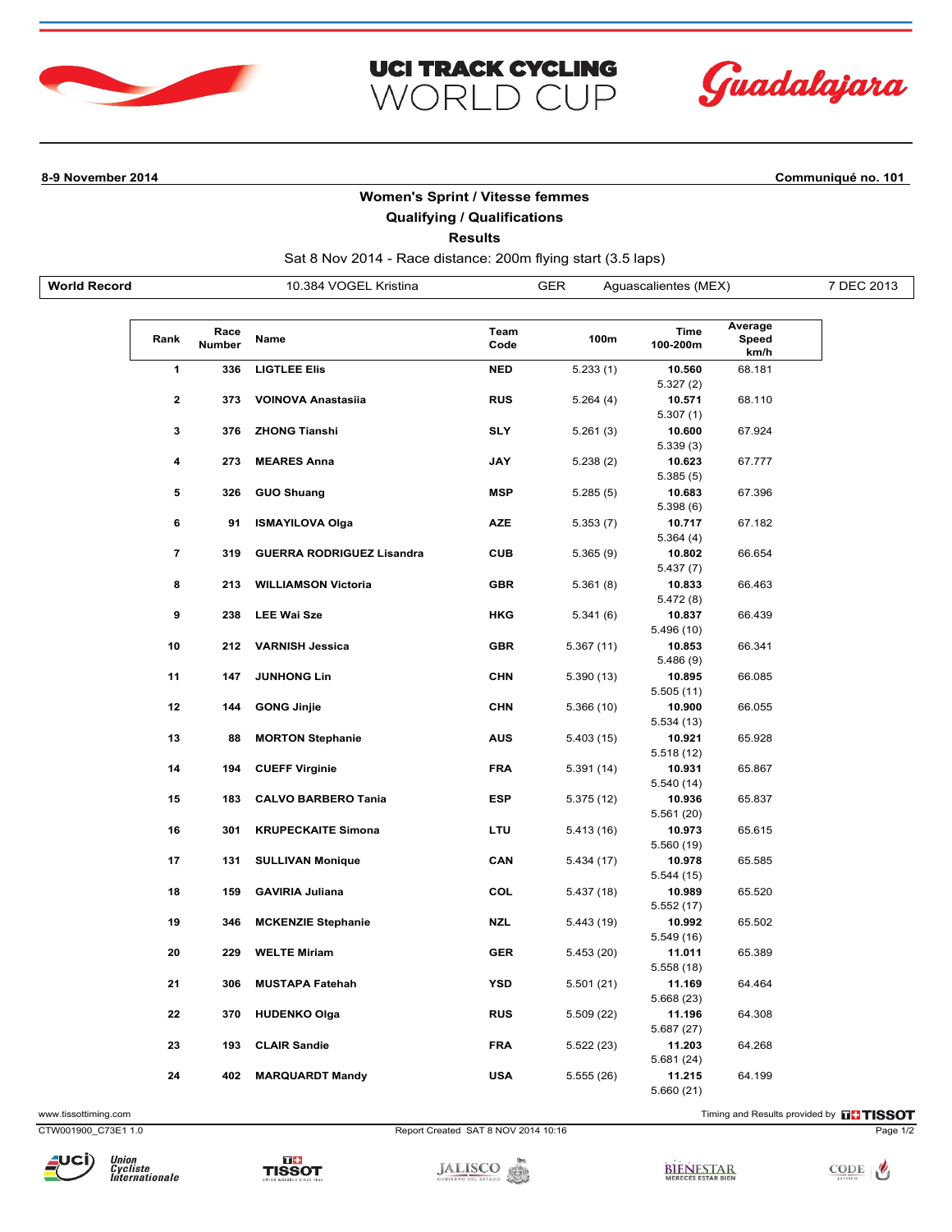# UCI TRACK CYCLING WORLD CUP

Guadalajara

**8-9 November 2014** | **Communiqué no. 101**

## Women's Sprint / Vitesse femmes

### Qualifying / Qualifications

### Results

Sat 8 Nov 2014 - Race distance: 200m flying start (3.5 laps)

| **World Record** | 10.384 VOGEL Kristina | GER | Aguascalientes (MEX) | 7 DEC 2013 |
|---|---|---|---|---|

| Rank | Race Number | Name | Team Code | 100m | Time 100-200m | Average Speed km/h |
|---|---|---|---|---|---|---|
| 1 | 336 | LIGTLEE Elis | NED | 5.233 (1) | **10.560** 5.327 (2) | 68.181 |
| 2 | 373 | VOINOVA Anastasiia | RUS | 5.264 (4) | **10.571** 5.307 (1) | 68.110 |
| 3 | 376 | ZHONG Tianshi | SLY | 5.261 (3) | **10.600** 5.339 (3) | 67.924 |
| 4 | 273 | MEARES Anna | JAY | 5.238 (2) | **10.623** 5.385 (5) | 67.777 |
| 5 | 326 | GUO Shuang | MSP | 5.285 (5) | **10.683** 5.398 (6) | 67.396 |
| 6 | 91 | ISMAYILOVA Olga | AZE | 5.353 (7) | **10.717** 5.364 (4) | 67.182 |
| 7 | 319 | GUERRA RODRIGUEZ Lisandra | CUB | 5.365 (9) | **10.802** 5.437 (7) | 66.654 |
| 8 | 213 | WILLIAMSON Victoria | GBR | 5.361 (8) | **10.833** 5.472 (8) | 66.463 |
| 9 | 238 | LEE Wai Sze | HKG | 5.341 (6) | **10.837** 5.496 (10) | 66.439 |
| 10 | 212 | VARNISH Jessica | GBR | 5.367 (11) | **10.853** 5.486 (9) | 66.341 |
| 11 | 147 | JUNHONG Lin | CHN | 5.390 (13) | **10.895** 5.505 (11) | 66.085 |
| 12 | 144 | GONG Jinjie | CHN | 5.366 (10) | **10.900** 5.534 (13) | 66.055 |
| 13 | 88 | MORTON Stephanie | AUS | 5.403 (15) | **10.921** 5.518 (12) | 65.928 |
| 14 | 194 | CUEFF Virginie | FRA | 5.391 (14) | **10.931** 5.540 (14) | 65.867 |
| 15 | 183 | CALVO BARBERO Tania | ESP | 5.375 (12) | **10.936** 5.561 (20) | 65.837 |
| 16 | 301 | KRUPECKAITE Simona | LTU | 5.413 (16) | **10.973** 5.560 (19) | 65.615 |
| 17 | 131 | SULLIVAN Monique | CAN | 5.434 (17) | **10.978** 5.544 (15) | 65.585 |
| 18 | 159 | GAVIRIA Juliana | COL | 5.437 (18) | **10.989** 5.552 (17) | 65.520 |
| 19 | 346 | MCKENZIE Stephanie | NZL | 5.443 (19) | **10.992** 5.549 (16) | 65.502 |
| 20 | 229 | WELTE Miriam | GER | 5.453 (20) | **11.011** 5.558 (18) | 65.389 |
| 21 | 306 | MUSTAPA Fatehah | YSD | 5.501 (21) | **11.169** 5.668 (23) | 64.464 |
| 22 | 370 | HUDENKO Olga | RUS | 5.509 (22) | **11.196** 5.687 (27) | 64.308 |
| 23 | 193 | CLAIR Sandie | FRA | 5.522 (23) | **11.203** 5.681 (24) | 64.268 |
| 24 | 402 | MARQUARDT Mandy | USA | 5.555 (26) | **11.215** 5.660 (21) | 64.199 |

www.tissottiming.com | Timing and Results provided by TISSOT

CTW001900_C73E1 1.0 | Report Created SAT 8 NOV 2014 10:16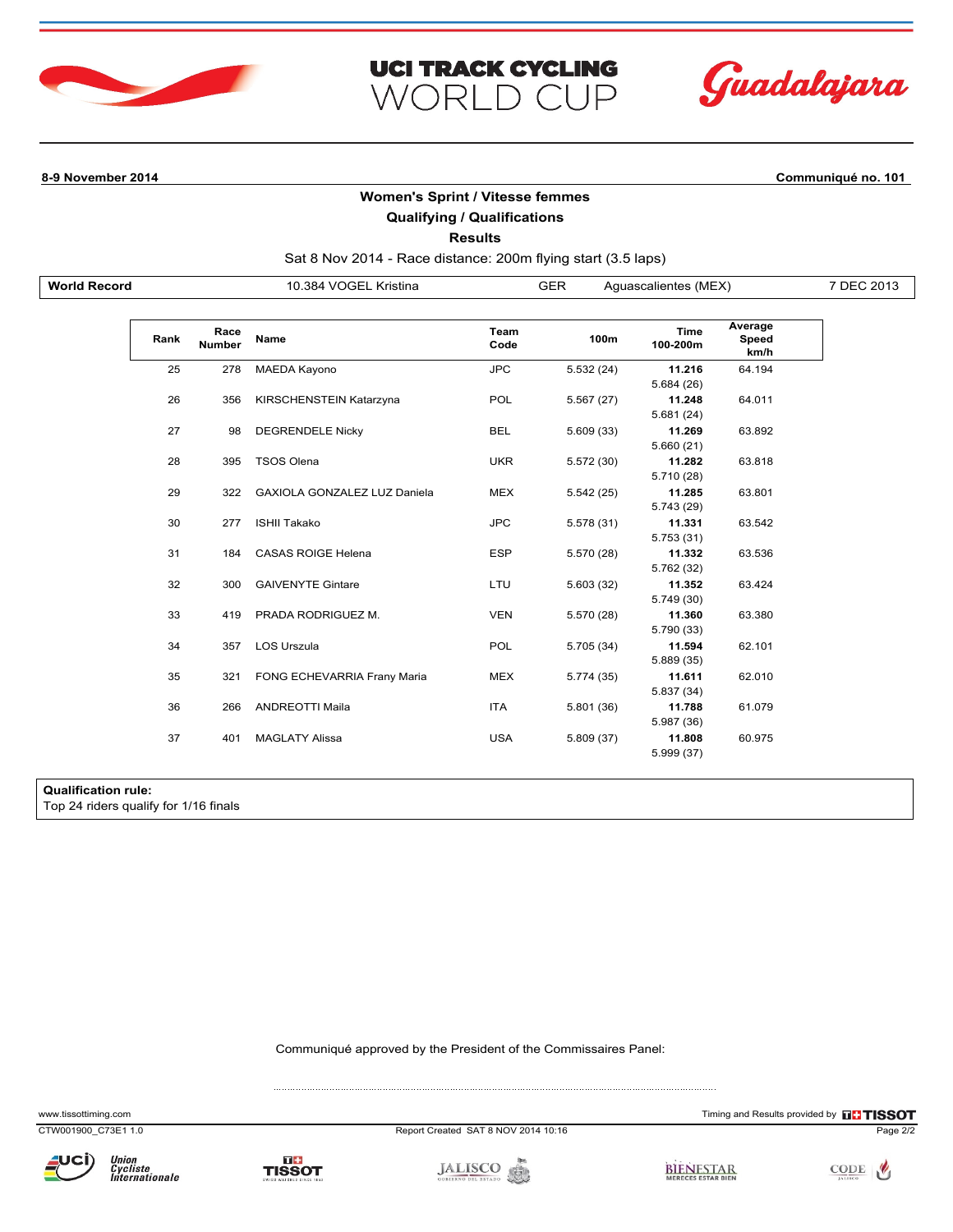# UCI TRACK CYCLING WORLD CUP

Guadalajara

**8-9 November 2014** | **Communiqué no. 101**

## Women's Sprint / Vitesse femmes

### Qualifying / Qualifications

### Results

Sat 8 Nov 2014 - Race distance: 200m flying start (3.5 laps)

| **World Record** | 10.384 VOGEL Kristina | GER | Aguascalientes (MEX) | 7 DEC 2013 |
|---|---|---|---|---|

| Rank | Race Number | Name | Team Code | 100m | Time 100-200m | Average Speed km/h |
|---|---|---|---|---|---|---|
| 25 | 278 | MAEDA Kayono | JPC | 5.532 (24) | **11.216** 5.684 (26) | 64.194 |
| 26 | 356 | KIRSCHENSTEIN Katarzyna | POL | 5.567 (27) | **11.248** 5.681 (24) | 64.011 |
| 27 | 98 | DEGRENDELE Nicky | BEL | 5.609 (33) | **11.269** 5.660 (21) | 63.892 |
| 28 | 395 | TSOS Olena | UKR | 5.572 (30) | **11.282** 5.710 (28) | 63.818 |
| 29 | 322 | GAXIOLA GONZALEZ LUZ Daniela | MEX | 5.542 (25) | **11.285** 5.743 (29) | 63.801 |
| 30 | 277 | ISHII Takako | JPC | 5.578 (31) | **11.331** 5.753 (31) | 63.542 |
| 31 | 184 | CASAS ROIGE Helena | ESP | 5.570 (28) | **11.332** 5.762 (32) | 63.536 |
| 32 | 300 | GAIVENYTE Gintare | LTU | 5.603 (32) | **11.352** 5.749 (30) | 63.424 |
| 33 | 419 | PRADA RODRIGUEZ M. | VEN | 5.570 (28) | **11.360** 5.790 (33) | 63.380 |
| 34 | 357 | LOS Urszula | POL | 5.705 (34) | **11.594** 5.889 (35) | 62.101 |
| 35 | 321 | FONG ECHEVARRIA Frany Maria | MEX | 5.774 (35) | **11.611** 5.837 (34) | 62.010 |
| 36 | 266 | ANDREOTTI Maila | ITA | 5.801 (36) | **11.788** 5.987 (36) | 61.079 |
| 37 | 401 | MAGLATY Alissa | USA | 5.809 (37) | **11.808** 5.999 (37) | 60.975 |

**Qualification rule:**
Top 24 riders qualify for 1/16 finals

Communiqué approved by the President of the Commissaires Panel:

...........................................................................................................................

www.tissottiming.com | Timing and Results provided by TISSOT

CTW001900_C73E1 1.0 | Report Created SAT 8 NOV 2014 10:16